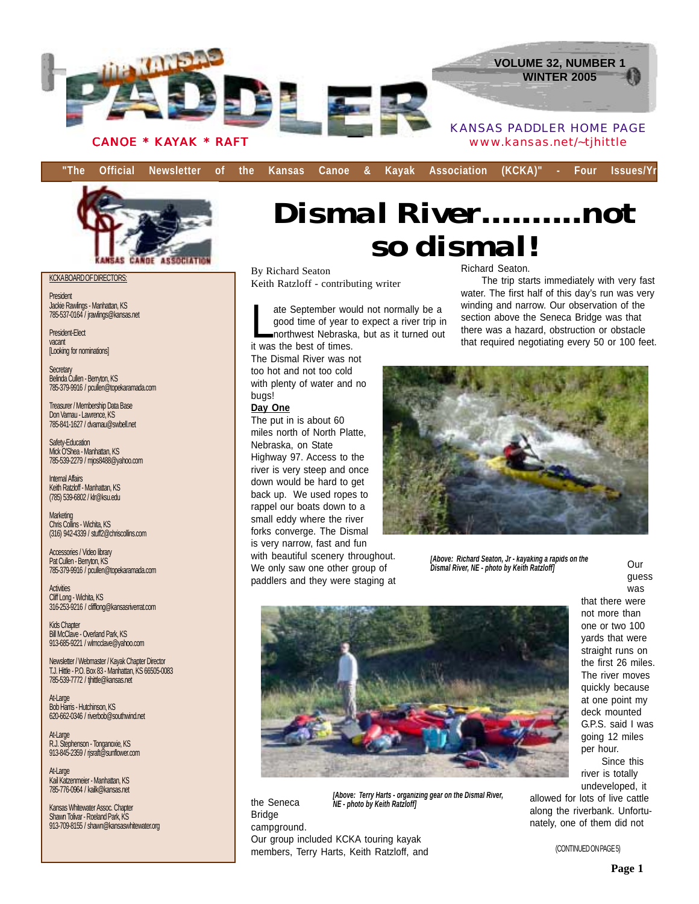# the KANSAS PADDLER

CANOE * KAYAK * RAFT

VOLUME 32, NUMBER 1
WINTER 2005

KANSAS PADDLER HOME PAGE
www.kansas.net/~tjhittle

"The Official Newsletter of the Kansas Canoe & Kayak Association (KCKA)" - Four Issues/Yr

KCKA BOARD OF DIRECTORS:

President
Jackie Rawlings - Manhattan, KS
785-537-0164 / jrawlings@kansas.net

President-Elect
vacant
[Looking for nominations]

Secretary
Belinda Cullen - Berryton, KS
785-379-9916 / pcullen@topekaramada.com

Treasurer / Membership Data Base
Don Varnau - Lawrence, KS
785-841-1627 / dvarnau@swbell.net

Safety-Education
Mick O'Shea - Manhattan, KS
785-539-2279 / mjos8488@yahoo.com

Internal Affairs
Keith Ratzloff - Manhattan, KS
(785) 539-6802 / klr@ksu.edu

Marketing
Chris Collins - Wichita, KS
(316) 942-4339 / stuff2@chriscollins.com

Accessories / Video library
Pat Cullen - Berryton, KS
785-379-9916 / pcullen@topekaramada.com

Activities
Cliff Long - Wichita, KS
316-253-9216 / clifflong@kansasriverrat.com

Kids Chapter
Bill McClave - Overland Park, KS
913-685-9221 / wlmcclave@yahoo.com

Newsletter / Webmaster / Kayak Chapter Director
T.J. Hittle - P.O. Box 83 - Manhattan, KS 66505-0083
785-539-7772 / tjhittle@kansas.net

At-Large
Bob Harris - Hutchinson, KS
620-662-0346 / riverbob@southwind.net

At-Large
R.J. Stephenson - Tonganoxie, KS
913-845-2359 / rjsraft@sunflower.com

At-Large
Kail Katzenmeier - Manhattan, KS
785-776-0964 / kailk@kansas.net

Kansas Whitewater Assoc. Chapter
Shawn Tolivar - Roeland Park, KS
913-709-8155 / shawn@kansaswhitewater.org

## Dismal River..........not so dismal!

By Richard Seaton
Keith Ratzloff - contributing writer

Late September would not normally be a good time of year to expect a river trip in northwest Nebraska, but as it turned out it was the best of times. The Dismal River was not too hot and not too cold with plenty of water and no bugs!

**Day One**

The put in is about 60 miles north of North Platte, Nebraska, on State Highway 97. Access to the river is very steep and once down would be hard to get back up. We used ropes to rappel our boats down to a small eddy where the river forks converge. The Dismal is very narrow, fast and fun with beautiful scenery throughout. We only saw one other group of paddlers and they were staging at the Seneca Bridge campground.

Our group included KCKA touring kayak members, Terry Harts, Keith Ratzloff, and Richard Seaton.

The trip starts immediately with very fast water. The first half of this day's run was very winding and narrow. Our observation of the section above the Seneca Bridge was that there was a hazard, obstruction or obstacle that required negotiating every 50 or 100 feet.

*[Above: Richard Seaton, Jr - kayaking a rapids on the Dismal River, NE - photo by Keith Ratzloff]*

Our guess was that there were not more than one or two 100 yards that were straight runs on the first 26 miles. The river moves quickly because at one point my deck mounted G.P.S. said I was going 12 miles per hour.

Since this river is totally undeveloped, it allowed for lots of live cattle along the riverbank. Unfortunately, one of them did not

*[Above: Terry Harts - organizing gear on the Dismal River, NE - photo by Keith Ratzloff]*

(CONTINUED ON PAGE 5)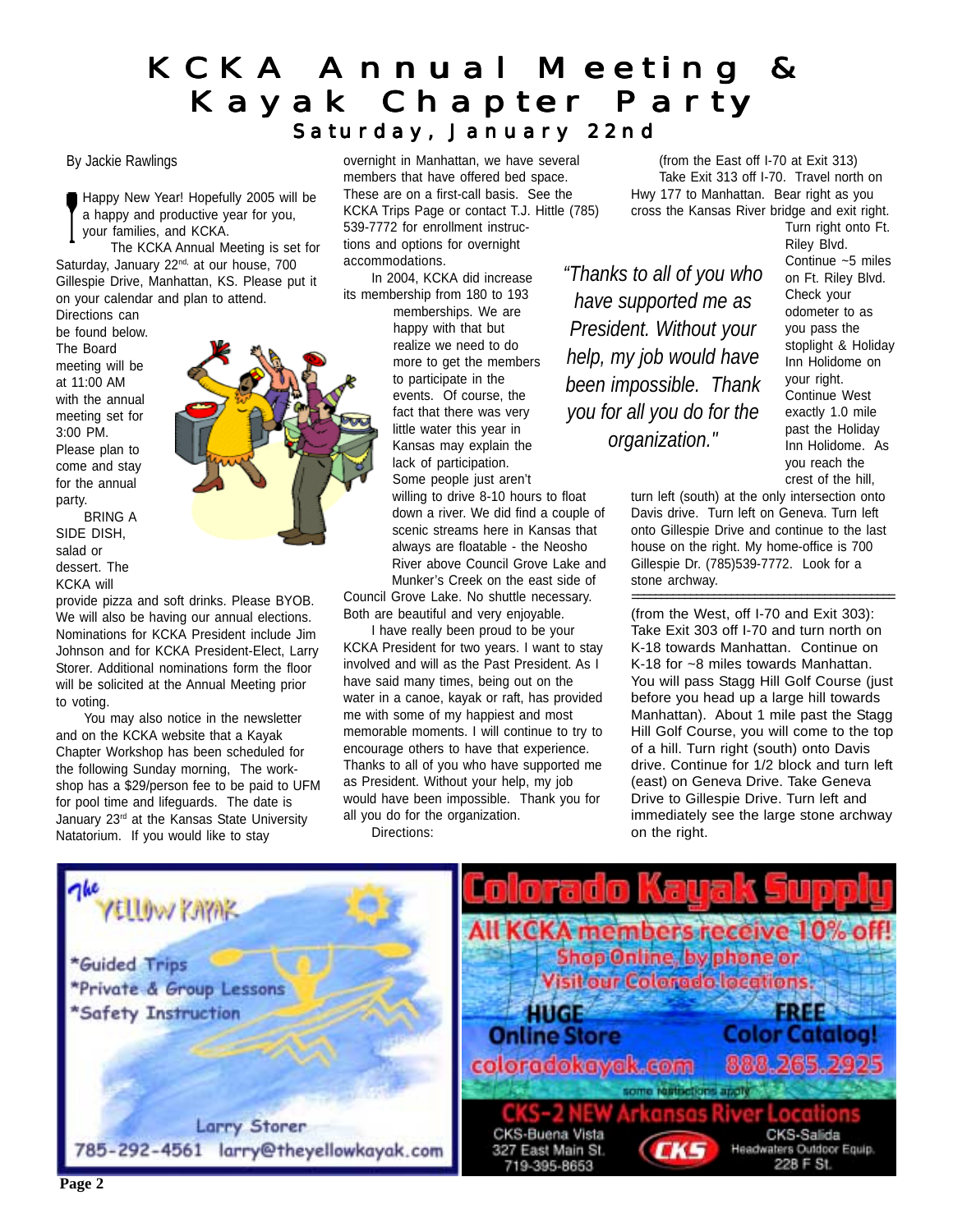# KCKA Annual Meeting & Kayak Chapter Party

## Saturday, January 22nd

By Jackie Rawlings

Happy New Year! Hopefully 2005 will be a happy and productive year for you, your families, and KCKA.

The KCKA Annual Meeting is set for Saturday, January 22nd, at our house, 700 Gillespie Drive, Manhattan, KS. Please put it on your calendar and plan to attend. Directions can be found below. The Board meeting will be at 11:00 AM with the annual meeting set for 3:00 PM. Please plan to come and stay for the annual party.

BRING A SIDE DISH, salad or dessert. The KCKA will provide pizza and soft drinks. Please BYOB. We will also be having our annual elections. Nominations for KCKA President include Jim Johnson and for KCKA President-Elect, Larry Storer. Additional nominations form the floor will be solicited at the Annual Meeting prior to voting.

You may also notice in the newsletter and on the KCKA website that a Kayak Chapter Workshop has been scheduled for the following Sunday morning, The workshop has a $29/person fee to be paid to UFM for pool time and lifeguards. The date is January 23rd at the Kansas State University Natatorium. If you would like to stay overnight in Manhattan, we have several members that have offered bed space. These are on a first-call basis. See the KCKA Trips Page or contact T.J. Hittle (785) 539-7772 for enrollment instructions and options for overnight accommodations.

In 2004, KCKA did increase its membership from 180 to 193 memberships. We are happy with that but realize we need to do more to get the members to participate in the events. Of course, the fact that there was very little water this year in Kansas may explain the lack of participation. Some people just aren't willing to drive 8-10 hours to float down a river. We did find a couple of scenic streams here in Kansas that always are floatable - the Neosho River above Council Grove Lake and Munker's Creek on the east side of Council Grove Lake. No shuttle necessary. Both are beautiful and very enjoyable.

I have really been proud to be your KCKA President for two years. I want to stay involved and will as the Past President. As I have said many times, being out on the water in a canoe, kayak or raft, has provided me with some of my happiest and most memorable moments. I will continue to try to encourage others to have that experience. Thanks to all of you who have supported me as President. Without your help, my job would have been impossible. Thank you for all you do for the organization.

> *"Thanks to all of you who have supported me as President. Without your help, my job would have been impossible. Thank you for all you do for the organization."*

Directions:

(from the East off I-70 at Exit 313)
Take Exit 313 off I-70. Travel north on Hwy 177 to Manhattan. Bear right as you cross the Kansas River bridge and exit right. Turn right onto Ft. Riley Blvd. Continue ~5 miles on Ft. Riley Blvd. Check your odometer to as you pass the stoplight & Holiday Inn Holidome on your right. Continue West exactly 1.0 mile past the Holiday Inn Holidome. As you reach the crest of the hill, turn left (south) at the only intersection onto Davis drive. Turn left on Geneva. Turn left onto Gillespie Drive and continue to the last house on the right. My home-office is 700 Gillespie Dr. (785)539-7772. Look for a stone archway.

---

(from the West, off I-70 and Exit 303):
Take Exit 303 off I-70 and turn north on K-18 towards Manhattan. Continue on K-18 for ~8 miles towards Manhattan. You will pass Stagg Hill Golf Course (just before you head up a large hill towards Manhattan). About 1 mile past the Stagg Hill Golf Course, you will come to the top of a hill. Turn right (south) onto Davis drive. Continue for 1/2 block and turn left (east) on Geneva Drive. Take Geneva Drive to Gillespie Drive. Turn left and immediately see the large stone archway on the right.

---

**The Yellow Kayak**

*Guided Trips
*Private & Group Lessons
*Safety Instruction

Larry Storer
785-292-4561 larry@theyellowkayak.com

---

**Colorado Kayak Supply**

All KCKA members receive 10% off!
Shop Online, by phone or Visit our Colorado locations.

HUGE Online Store — coloradokayak.com
FREE Color Catalog! — 888.265.2925

some restrictions apply

CKS-2 NEW Arkansas River Locations

CKS-Buena Vista
327 East Main St.
719-395-8653

CKS-Salida
Headwaters Outdoor Equip.
228 F St.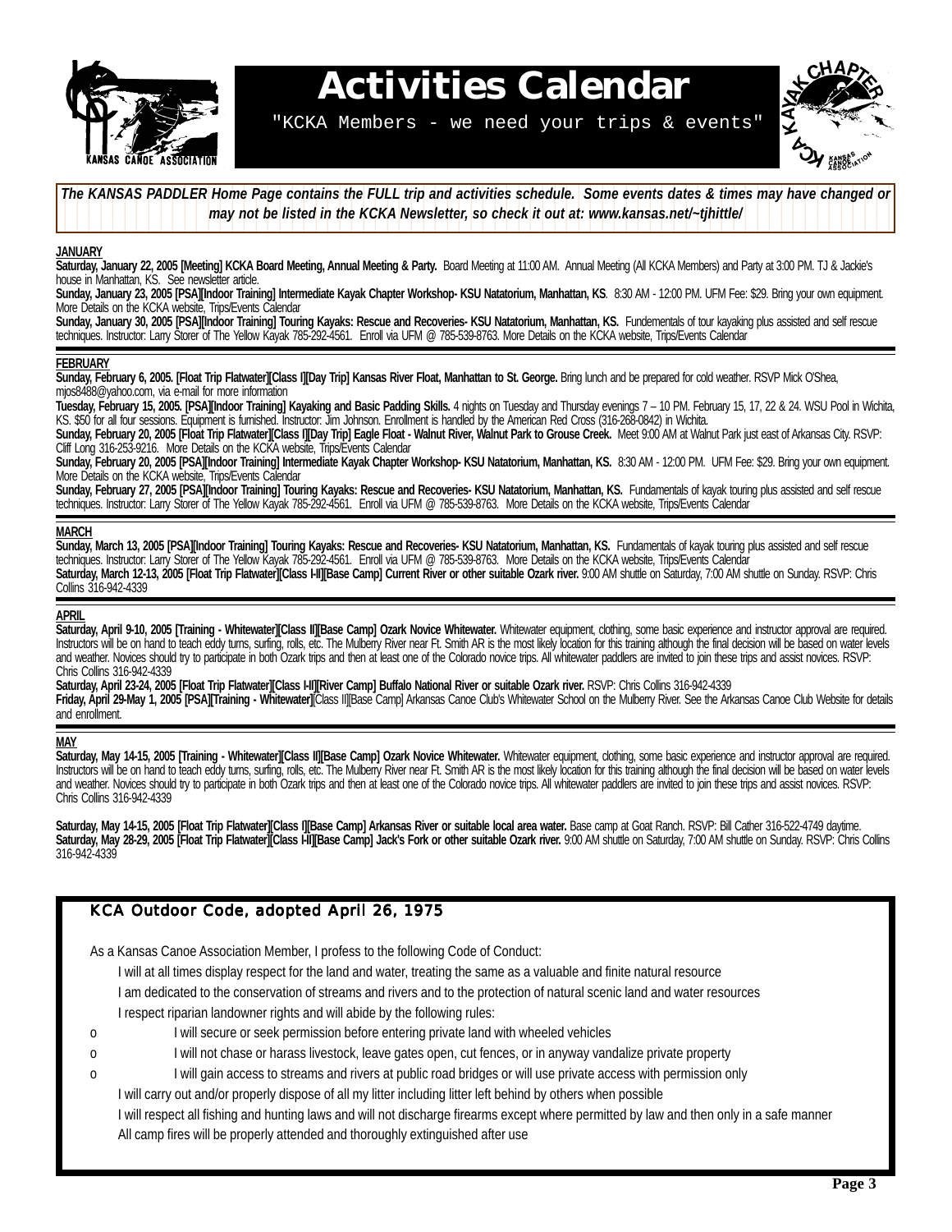# Activities Calendar

"KCKA Members - we need your trips & events"

***The KANSAS PADDLER Home Page contains the FULL trip and activities schedule. Some events dates & times may have changed or may not be listed in the KCKA Newsletter, so check it out at: www.kansas.net/~tjhittle/***

**JANUARY**

**Saturday, January 22, 2005 [Meeting] KCKA Board Meeting, Annual Meeting & Party.** Board Meeting at 11:00 AM. Annual Meeting (All KCKA Members) and Party at 3:00 PM. TJ & Jackie's house in Manhattan, KS. See newsletter article.

**Sunday, January 23, 2005 [PSA][Indoor Training] Intermediate Kayak Chapter Workshop- KSU Natatorium, Manhattan, KS**. 8:30 AM - 12:00 PM. UFM Fee: $29. Bring your own equipment. More Details on the KCKA website, Trips/Events Calendar

**Sunday, January 30, 2005 [PSA][Indoor Training] Touring Kayaks: Rescue and Recoveries- KSU Natatorium, Manhattan, KS.** Fundementals of tour kayaking plus assisted and self rescue techniques. Instructor: Larry Storer of The Yellow Kayak 785-292-4561. Enroll via UFM @ 785-539-8763. More Details on the KCKA website, Trips/Events Calendar

**FEBRUARY**

**Sunday, February 6, 2005. [Float Trip Flatwater][Class I][Day Trip] Kansas River Float, Manhattan to St. George.** Bring lunch and be prepared for cold weather. RSVP Mick O'Shea, mjos8488@yahoo.com, via e-mail for more information

**Tuesday, February 15, 2005. [PSA][Indoor Training] Kayaking and Basic Padding Skills.** 4 nights on Tuesday and Thursday evenings 7 – 10 PM. February 15, 17, 22 & 24. WSU Pool in Wichita, KS. $50 for all four sessions. Equipment is furnished. Instructor: Jim Johnson. Enrollment is handled by the American Red Cross (316-268-0842) in Wichita.

**Sunday, February 20, 2005 [Float Trip Flatwater][Class I][Day Trip] Eagle Float - Walnut River, Walnut Park to Grouse Creek.** Meet 9:00 AM at Walnut Park just east of Arkansas City. RSVP: Cliff Long 316-253-9216. More Details on the KCKA website, Trips/Events Calendar

**Sunday, February 20, 2005 [PSA][Indoor Training] Intermediate Kayak Chapter Workshop- KSU Natatorium, Manhattan, KS.** 8:30 AM - 12:00 PM. UFM Fee: $29. Bring your own equipment. More Details on the KCKA website, Trips/Events Calendar

**Sunday, February 27, 2005 [PSA][Indoor Training] Touring Kayaks: Rescue and Recoveries- KSU Natatorium, Manhattan, KS.** Fundamentals of kayak touring plus assisted and self rescue techniques. Instructor: Larry Storer of The Yellow Kayak 785-292-4561. Enroll via UFM @ 785-539-8763. More Details on the KCKA website, Trips/Events Calendar

**MARCH**

**Sunday, March 13, 2005 [PSA][Indoor Training] Touring Kayaks: Rescue and Recoveries- KSU Natatorium, Manhattan, KS.** Fundamentals of kayak touring plus assisted and self rescue techniques. Instructor: Larry Storer of The Yellow Kayak 785-292-4561. Enroll via UFM @ 785-539-8763. More Details on the KCKA website, Trips/Events Calendar

**Saturday, March 12-13, 2005 [Float Trip Flatwater][Class I-II][Base Camp] Current River or other suitable Ozark river.** 9:00 AM shuttle on Saturday, 7:00 AM shuttle on Sunday. RSVP: Chris Collins 316-942-4339

**APRIL**

**Saturday, April 9-10, 2005 [Training - Whitewater][Class II][Base Camp] Ozark Novice Whitewater.** Whitewater equipment, clothing, some basic experience and instructor approval are required. Instructors will be on hand to teach eddy turns, surfing, rolls, etc. The Mulberry River near Ft. Smith AR is the most likely location for this training although the final decision will be based on water levels and weather. Novices should try to participate in both Ozark trips and then at least one of the Colorado novice trips. All whitewater paddlers are invited to join these trips and assist novices. RSVP: Chris Collins 316-942-4339

**Saturday, April 23-24, 2005 [Float Trip Flatwater][Class I-II][River Camp] Buffalo National River or suitable Ozark river.** RSVP: Chris Collins 316-942-4339

**Friday, April 29-May 1, 2005 [PSA][Training - Whitewater]**[Class II][Base Camp] Arkansas Canoe Club's Whitewater School on the Mulberry River. See the Arkansas Canoe Club Website for details and enrollment.

**MAY**

**Saturday, May 14-15, 2005 [Training - Whitewater][Class II][Base Camp] Ozark Novice Whitewater.** Whitewater equipment, clothing, some basic experience and instructor approval are required. Instructors will be on hand to teach eddy turns, surfing, rolls, etc. The Mulberry River near Ft. Smith AR is the most likely location for this training although the final decision will be based on water levels and weather. Novices should try to participate in both Ozark trips and then at least one of the Colorado novice trips. All whitewater paddlers are invited to join these trips and assist novices. RSVP: Chris Collins 316-942-4339

**Saturday, May 14-15, 2005 [Float Trip Flatwater][Class I][Base Camp] Arkansas River or suitable local area water.** Base camp at Goat Ranch. RSVP: Bill Cather 316-522-4749 daytime.

**Saturday, May 28-29, 2005 [Float Trip Flatwater][Class I-II][Base Camp] Jack's Fork or other suitable Ozark river.** 9:00 AM shuttle on Saturday, 7:00 AM shuttle on Sunday. RSVP: Chris Collins 316-942-4339

## KCA Outdoor Code, adopted April 26, 1975

As a Kansas Canoe Association Member, I profess to the following Code of Conduct:

- I will at all times display respect for the land and water, treating the same as a valuable and finite natural resource
- I am dedicated to the conservation of streams and rivers and to the protection of natural scenic land and water resources
- I respect riparian landowner rights and will abide by the following rules:
  - I will secure or seek permission before entering private land with wheeled vehicles
  - I will not chase or harass livestock, leave gates open, cut fences, or in anyway vandalize private property
  - I will gain access to streams and rivers at public road bridges or will use private access with permission only
- I will carry out and/or properly dispose of all my litter including litter left behind by others when possible
- I will respect all fishing and hunting laws and will not discharge firearms except where permitted by law and then only in a safe manner
- All camp fires will be properly attended and thoroughly extinguished after use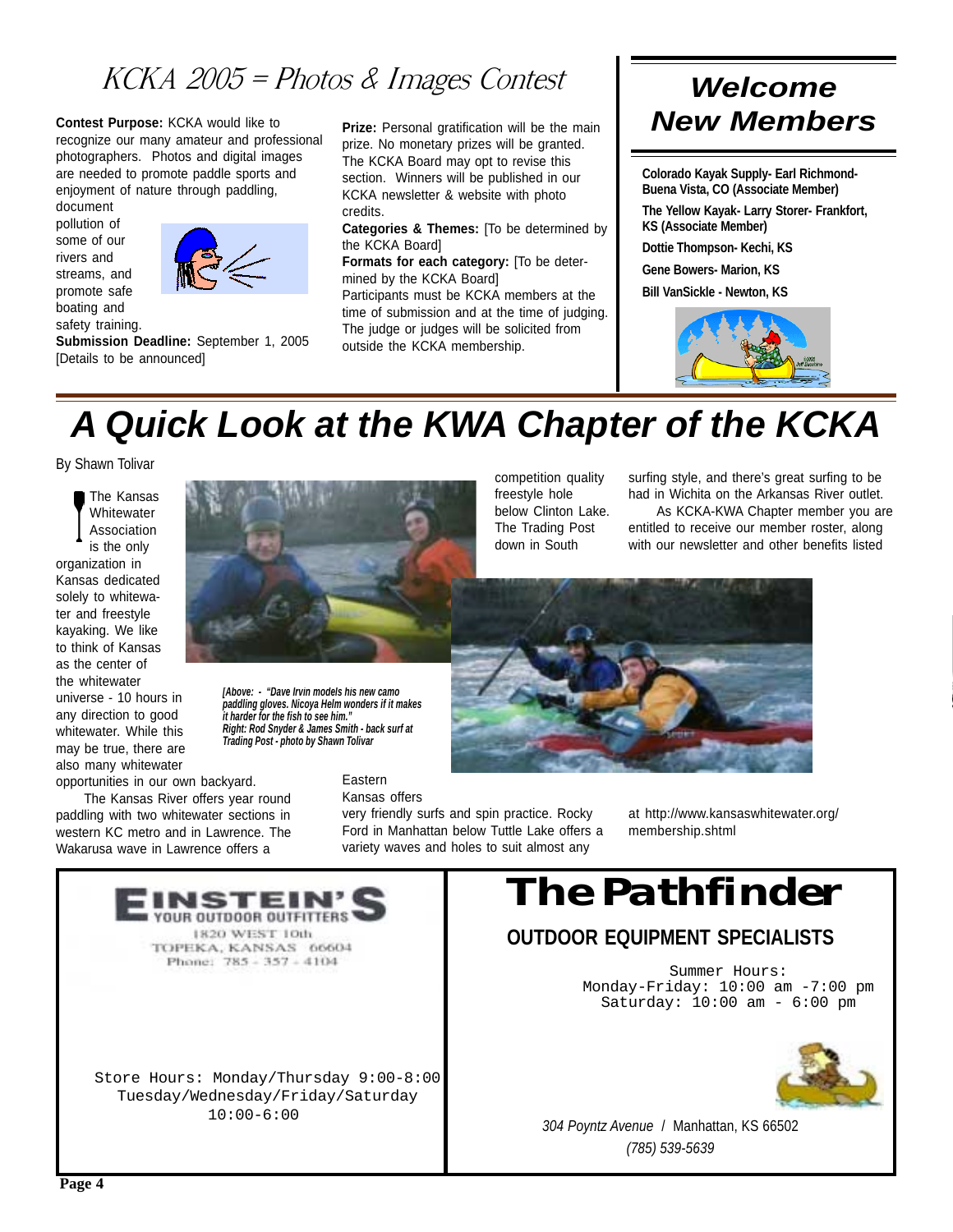## KCKA 2005 = Photos & Images Contest

**Contest Purpose:** KCKA would like to recognize our many amateur and professional photographers. Photos and digital images are needed to promote paddle sports and enjoyment of nature through paddling, document pollution of some of our rivers and streams, and promote safe boating and safety training.

**Submission Deadline:** September 1, 2005 [Details to be announced]

**Prize:** Personal gratification will be the main prize. No monetary prizes will be granted. The KCKA Board may opt to revise this section. Winners will be published in our KCKA newsletter & website with photo credits.

**Categories & Themes:** [To be determined by the KCKA Board]

**Formats for each category:** [To be determined by the KCKA Board]

Participants must be KCKA members at the time of submission and at the time of judging. The judge or judges will be solicited from outside the KCKA membership.

## Welcome New Members

**Colorado Kayak Supply- Earl Richmond- Buena Vista, CO (Associate Member)**

**The Yellow Kayak- Larry Storer- Frankfort, KS (Associate Member)**

**Dottie Thompson- Kechi, KS**

**Gene Bowers- Marion, KS**

**Bill VanSickle - Newton, KS**

# A Quick Look at the KWA Chapter of the KCKA

By Shawn Tolivar

The Kansas Whitewater Association is the only organization in Kansas dedicated solely to whitewater and freestyle kayaking. We like to think of Kansas as the center of the whitewater universe - 10 hours in any direction to good whitewater. While this may be true, there are also many whitewater opportunities in our own backyard.

The Kansas River offers year round paddling with two whitewater sections in western KC metro and in Lawrence. The Wakarusa wave in Lawrence offers a competition quality freestyle hole below Clinton Lake. The Trading Post down in South Eastern Kansas offers very friendly surfs and spin practice. Rocky Ford in Manhattan below Tuttle Lake offers a variety waves and holes to suit almost any surfing style, and there's great surfing to be had in Wichita on the Arkansas River outlet.

As KCKA-KWA Chapter member you are entitled to receive our member roster, along with our newsletter and other benefits listed at http://www.kansaswhitewater.org/membership.shtml

*[Above: - "Dave Irvin models his new camo paddling gloves. Nicoya Helm wonders if it makes it harder for the fish to see him." Right: Rod Snyder & James Smith - back surf at Trading Post - photo by Shawn Tolivar*

**EINSTEIN'S**
YOUR OUTDOOR OUTFITTERS
1820 WEST 10th
TOPEKA, KANSAS 66604
Phone: 785 - 357 - 4104

Store Hours: Monday/Thursday 9:00-8:00
Tuesday/Wednesday/Friday/Saturday
10:00-6:00

# The Pathfinder

**OUTDOOR EQUIPMENT SPECIALISTS**

Summer Hours:
Monday-Friday: 10:00 am -7:00 pm
Saturday: 10:00 am - 6:00 pm

*304 Poyntz Avenue* / Manhattan, KS 66502
*(785) 539-5639*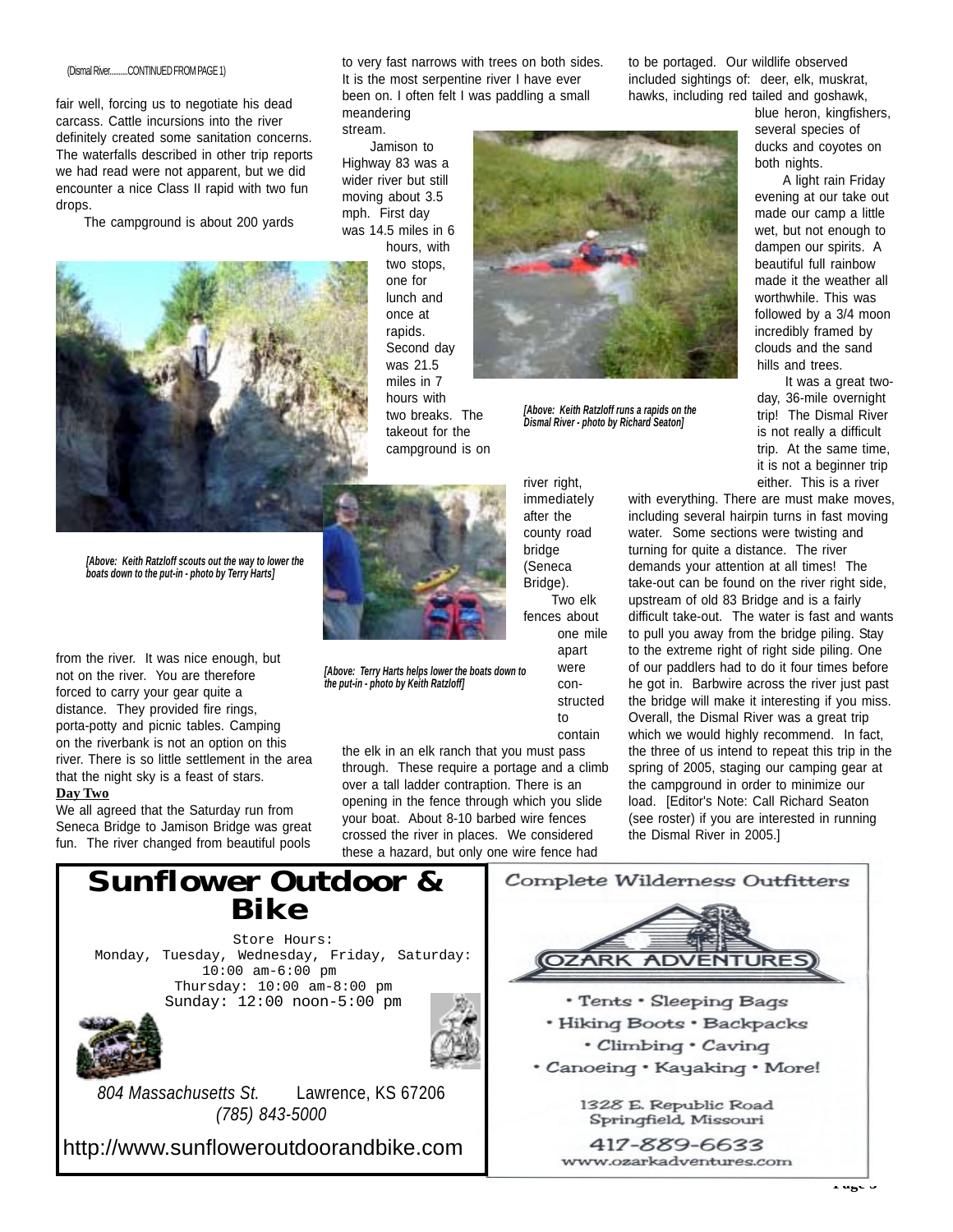(Dismal River..........CONTINUED FROM PAGE 1)

fair well, forcing us to negotiate his dead carcass. Cattle incursions into the river definitely created some sanitation concerns. The waterfalls described in other trip reports we had read were not apparent, but we did encounter a nice Class II rapid with two fun drops.

The campground is about 200 yards from the river. It was nice enough, but not on the river. You are therefore forced to carry your gear quite a distance. They provided fire rings, porta-potty and picnic tables. Camping on the riverbank is not an option on this river. There is so little settlement in the area that the night sky is a feast of stars.

*[Above: Keith Ratzloff scouts out the way to lower the boats down to the put-in - photo by Terry Harts]*

**Day Two**

We all agreed that the Saturday run from Seneca Bridge to Jamison Bridge was great fun. The river changed from beautiful pools to very fast narrows with trees on both sides. It is the most serpentine river I have ever been on. I often felt I was paddling a small meandering stream.

Jamison to Highway 83 was a wider river but still moving about 3.5 mph. First day was 14.5 miles in 6 hours, with two stops, one for lunch and once at rapids. Second day was 21.5 miles in 7 hours with two breaks. The takeout for the campground is on river right, immediately after the county road bridge (Seneca Bridge).

*[Above: Keith Ratzloff runs a rapids on the Dismal River - photo by Richard Seaton]*

*[Above: Terry Harts helps lower the boats down to the put-in - photo by Keith Ratzloff]*

Two elk fences about one mile apart were constructed to contain the elk in an elk ranch that you must pass through. These require a portage and a climb over a tall ladder contraption. There is an opening in the fence through which you slide your boat. About 8-10 barbed wire fences crossed the river in places. We considered these a hazard, but only one wire fence had to be portaged. Our wildlife observed included sightings of: deer, elk, muskrat, hawks, including red tailed and goshawk, blue heron, kingfishers, several species of ducks and coyotes on both nights.

A light rain Friday evening at our take out made our camp a little wet, but not enough to dampen our spirits. A beautiful full rainbow made it the weather all worthwhile. This was followed by a 3/4 moon incredibly framed by clouds and the sand hills and trees.

It was a great two-day, 36-mile overnight trip! The Dismal River is not really a difficult trip. At the same time, it is not a beginner trip either. This is a river with everything. There are must make moves, including several hairpin turns in fast moving water. Some sections were twisting and turning for quite a distance. The river demands your attention at all times! The take-out can be found on the river right side, upstream of old 83 Bridge and is a fairly difficult take-out. The water is fast and wants to pull you away from the bridge piling. Stay to the extreme right of right side piling. One of our paddlers had to do it four times before he got in. Barbwire across the river just past the bridge will make it interesting if you miss. Overall, the Dismal River was a great trip which we would highly recommend. In fact, the three of us intend to repeat this trip in the spring of 2005, staging our camping gear at the campground in order to minimize our load. [Editor's Note: Call Richard Seaton (see roster) if you are interested in running the Dismal River in 2005.]

---

# Sunflower Outdoor & Bike

Store Hours:
Monday, Tuesday, Wednesday, Friday, Saturday: 10:00 am-6:00 pm
Thursday: 10:00 am-8:00 pm
Sunday: 12:00 noon-5:00 pm

*804 Massachusetts St.* Lawrence, KS 67206
*(785) 843-5000*

http://www.sunfloweroutdoorandbike.com

---

Complete Wilderness Outfitters

OZARK ADVENTURES

- Tents • Sleeping Bags
- Hiking Boots • Backpacks
- Climbing • Caving
- Canoeing • Kayaking • More!

1328 E. Republic Road
Springfield, Missouri

417-889-6633
www.ozarkadventures.com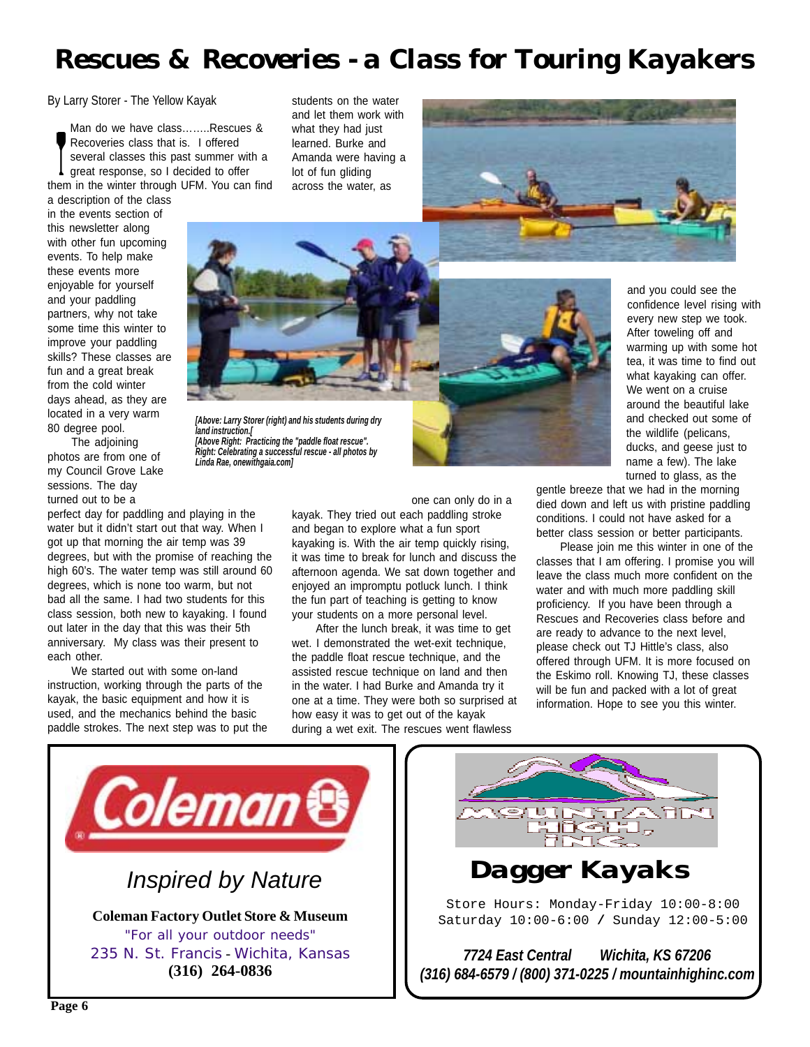# Rescues & Recoveries - a Class for Touring Kayakers

By Larry Storer - The Yellow Kayak

Man do we have class........Rescues & Recoveries class that is. I offered several classes this past summer with a great response, so I decided to offer them in the winter through UFM. You can find a description of the class in the events section of this newsletter along with other fun upcoming events. To help make these events more enjoyable for yourself and your paddling partners, why not take some time this winter to improve your paddling skills? These classes are fun and a great break from the cold winter days ahead, as they are located in a very warm 80 degree pool.

The adjoining photos are from one of my Council Grove Lake sessions. The day turned out to be a perfect day for paddling and playing in the water but it didn't start out that way. When I got up that morning the air temp was 39 degrees, but with the promise of reaching the high 60's. The water temp was still around 60 degrees, which is none too warm, but not bad all the same. I had two students for this class session, both new to kayaking. I found out later in the day that this was their 5th anniversary. My class was their present to each other.

We started out with some on-land instruction, working through the parts of the kayak, the basic equipment and how it is used, and the mechanics behind the basic paddle strokes. The next step was to put the students on the water and let them work with what they had just learned. Burke and Amanda were having a lot of fun gliding across the water, as one can only do in a kayak. They tried out each paddling stroke and began to explore what a fun sport kayaking is. With the air temp quickly rising, it was time to break for lunch and discuss the afternoon agenda. We sat down together and enjoyed an impromptu potluck lunch. I think the fun part of teaching is getting to know your students on a more personal level.

*[Above: Larry Storer (right) and his students during dry land instruction.[*
*[Above Right: Practicing the "paddle float rescue". Right: Celebrating a successful rescue - all photos by Linda Rae, onewithgaia.com]*

After the lunch break, it was time to get wet. I demonstrated the wet-exit technique, the paddle float rescue technique, and the assisted rescue technique on land and then in the water. I had Burke and Amanda try it one at a time. They were both so surprised at how easy it was to get out of the kayak during a wet exit. The rescues went flawless and you could see the confidence level rising with every new step we took. After toweling off and warming up with some hot tea, it was time to find out what kayaking can offer. We went on a cruise around the beautiful lake and checked out some of the wildlife (pelicans, ducks, and geese just to name a few). The lake turned to glass, as the gentle breeze that we had in the morning died down and left us with pristine paddling conditions. I could not have asked for a better class session or better participants.

Please join me this winter in one of the classes that I am offering. I promise you will leave the class much more confident on the water and with much more paddling skill proficiency. If you have been through a Rescues and Recoveries class before and are ready to advance to the next level, please check out TJ Hittle's class, also offered through UFM. It is more focused on the Eskimo roll. Knowing TJ, these classes will be fun and packed with a lot of great information. Hope to see you this winter.

---

**Coleman**

*Inspired by Nature*

**Coleman Factory Outlet Store & Museum**

"For all your outdoor needs"

235 N. St. Francis - Wichita, Kansas

**(316) 264-0836**

---

MOUNTAIN HIGH, INC.

## Dagger Kayaks

Store Hours: Monday-Friday 10:00-8:00
Saturday 10:00-6:00 / Sunday 12:00-5:00

***7724 East Central Wichita, KS 67206***
***(316) 684-6579 / (800) 371-0225 / mountainhighinc.com***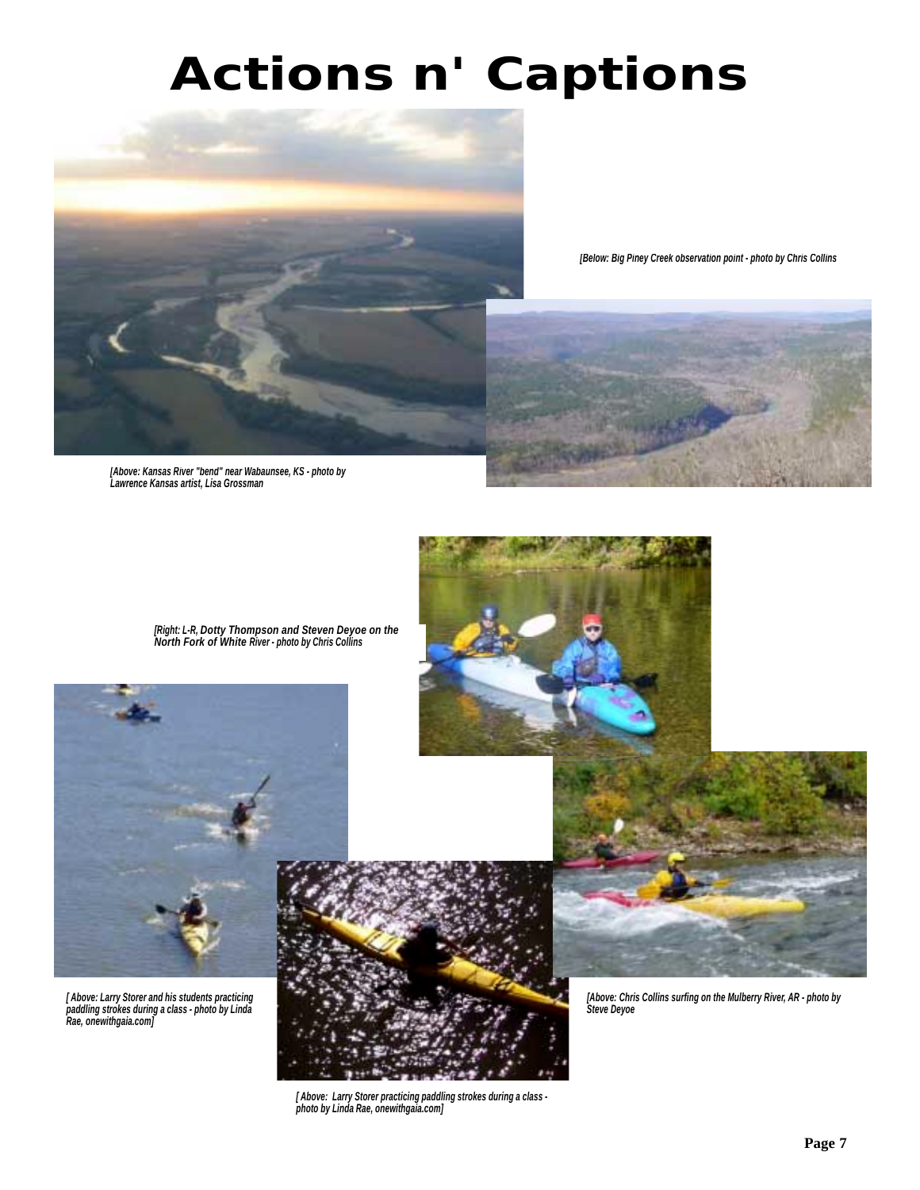# Actions n' Captions

*[Below: Big Piney Creek observation point - photo by Chris Collins*

*[Above: Kansas River "bend" near Wabaunsee, KS - photo by Lawrence Kansas artist, Lisa Grossman*

*[Right: L-R, Dotty Thompson and Steven Deyoe on the North Fork of White River - photo by Chris Collins*

*[ Above: Larry Storer and his students practicing paddling strokes during a class - photo by Linda Rae, onewithgaia.com]*

*[Above: Chris Collins surfing on the Mulberry River, AR - photo by Steve Deyoe*

*[ Above: Larry Storer practicing paddling strokes during a class - photo by Linda Rae, onewithgaia.com]*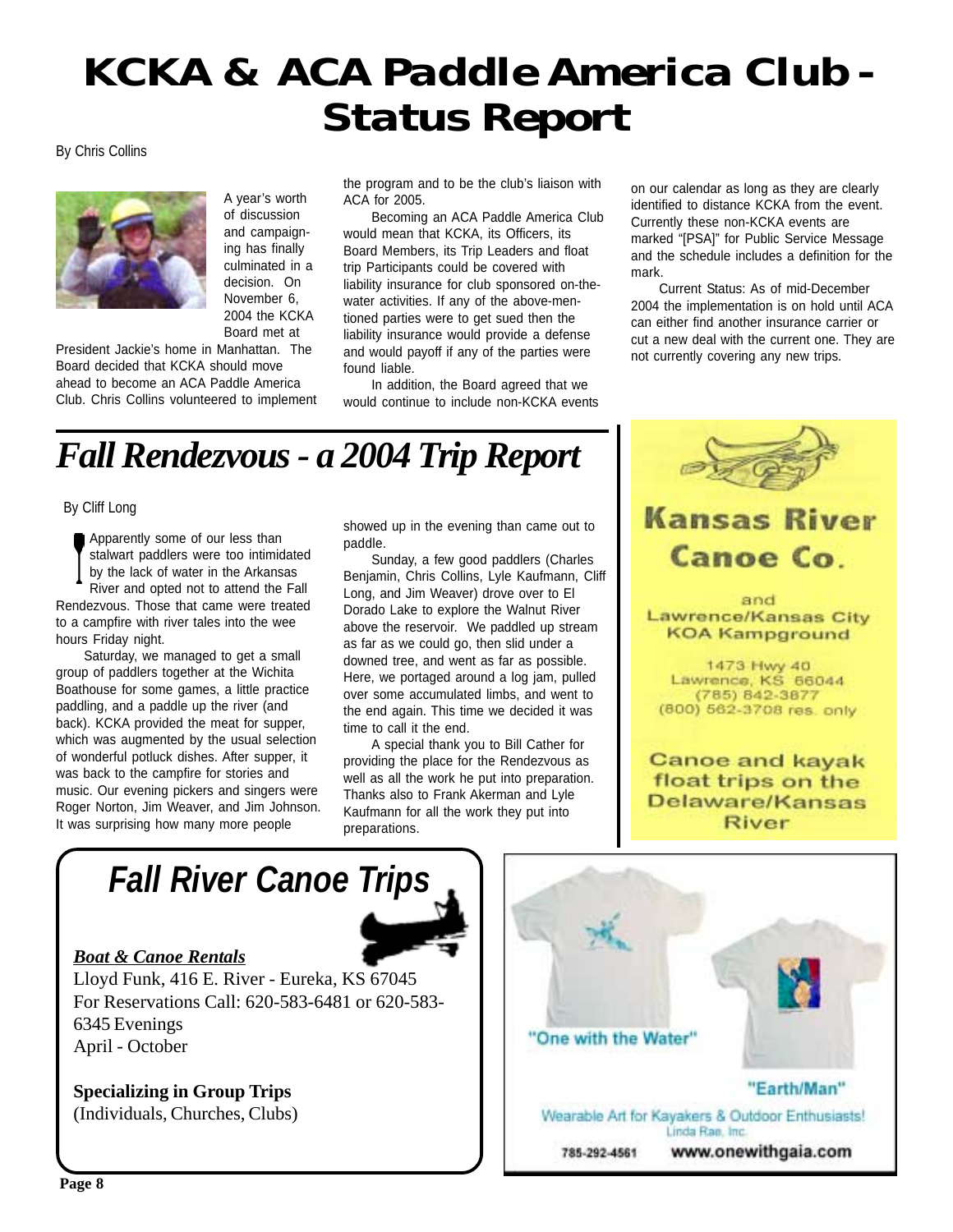# KCKA & ACA Paddle America Club - Status Report

By Chris Collins

A year's worth of discussion and campaigning has finally culminated in a decision. On November 6, 2004 the KCKA Board met at President Jackie's home in Manhattan. The Board decided that KCKA should move ahead to become an ACA Paddle America Club. Chris Collins volunteered to implement the program and to be the club's liaison with ACA for 2005.

Becoming an ACA Paddle America Club would mean that KCKA, its Officers, its Board Members, its Trip Leaders and float trip Participants could be covered with liability insurance for club sponsored on-the-water activities. If any of the above-mentioned parties were to get sued then the liability insurance would provide a defense and would payoff if any of the parties were found liable.

In addition, the Board agreed that we would continue to include non-KCKA events on our calendar as long as they are clearly identified to distance KCKA from the event. Currently these non-KCKA events are marked "[PSA]" for Public Service Message and the schedule includes a definition for the mark.

Current Status: As of mid-December 2004 the implementation is on hold until ACA can either find another insurance carrier or cut a new deal with the current one. They are not currently covering any new trips.

# *Fall Rendezvous - a 2004 Trip Report*

By Cliff Long

Apparently some of our less than stalwart paddlers were too intimidated by the lack of water in the Arkansas River and opted not to attend the Fall Rendezvous. Those that came were treated to a campfire with river tales into the wee hours Friday night.

Saturday, we managed to get a small group of paddlers together at the Wichita Boathouse for some games, a little practice paddling, and a paddle up the river (and back). KCKA provided the meat for supper, which was augmented by the usual selection of wonderful potluck dishes. After supper, it was back to the campfire for stories and music. Our evening pickers and singers were Roger Norton, Jim Weaver, and Jim Johnson. It was surprising how many more people showed up in the evening than came out to paddle.

Sunday, a few good paddlers (Charles Benjamin, Chris Collins, Lyle Kaufmann, Cliff Long, and Jim Weaver) drove over to El Dorado Lake to explore the Walnut River above the reservoir. We paddled up stream as far as we could go, then slid under a downed tree, and went as far as possible. Here, we portaged around a log jam, pulled over some accumulated limbs, and went to the end again. This time we decided it was time to call it the end.

A special thank you to Bill Cather for providing the place for the Rendezvous as well as all the work he put into preparation. Thanks also to Frank Akerman and Lyle Kaufmann for all the work they put into preparations.

**Kansas River Canoe Co.**

and

**Lawrence/Kansas City KOA Kampground**

1473 Hwy 40
Lawrence, KS 66044
(785) 842-3877
(800) 562-3708 res. only

**Canoe and kayak float trips on the Delaware/Kansas River**

## *Fall River Canoe Trips*

***Boat & Canoe Rentals***

Lloyd Funk, 416 E. River - Eureka, KS 67045
For Reservations Call: 620-583-6481 or 620-583-6345 Evenings
April - October

**Specializing in Group Trips**
(Individuals, Churches, Clubs)

"One with the Water"

"Earth/Man"

Wearable Art for Kayakers & Outdoor Enthusiasts!
Linda Rae, Inc.

785-292-4561 www.onewithgaia.com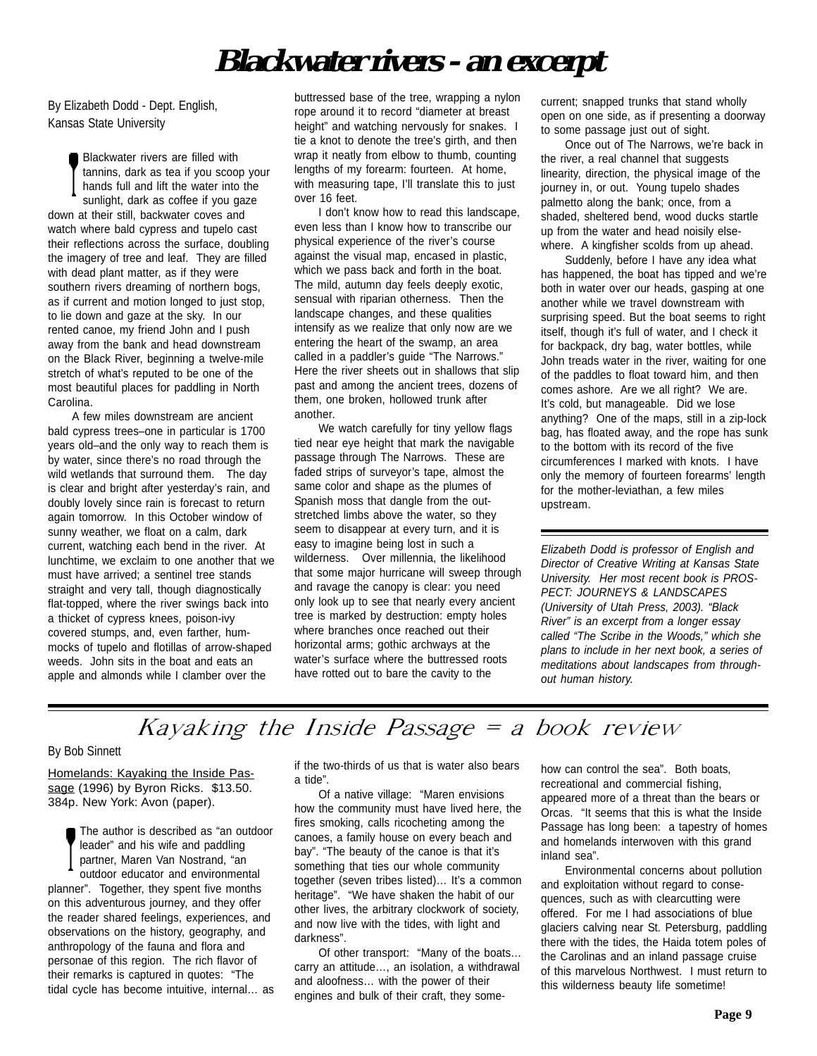# Blackwater rivers - an excerpt

By Elizabeth Dodd - Dept. English, Kansas State University

Blackwater rivers are filled with tannins, dark as tea if you scoop your hands full and lift the water into the sunlight, dark as coffee if you gaze down at their still, backwater coves and watch where bald cypress and tupelo cast their reflections across the surface, doubling the imagery of tree and leaf. They are filled with dead plant matter, as if they were southern rivers dreaming of northern bogs, as if current and motion longed to just stop, to lie down and gaze at the sky. In our rented canoe, my friend John and I push away from the bank and head downstream on the Black River, beginning a twelve-mile stretch of what's reputed to be one of the most beautiful places for paddling in North Carolina.

A few miles downstream are ancient bald cypress trees–one in particular is 1700 years old–and the only way to reach them is by water, since there's no road through the wild wetlands that surround them. The day is clear and bright after yesterday's rain, and doubly lovely since rain is forecast to return again tomorrow. In this October window of sunny weather, we float on a calm, dark current, watching each bend in the river. At lunchtime, we exclaim to one another that we must have arrived; a sentinel tree stands straight and very tall, though diagnostically flat-topped, where the river swings back into a thicket of cypress knees, poison-ivy covered stumps, and, even farther, hummocks of tupelo and flotillas of arrow-shaped weeds. John sits in the boat and eats an apple and almonds while I clamber over the buttressed base of the tree, wrapping a nylon rope around it to record "diameter at breast height" and watching nervously for snakes. I tie a knot to denote the tree's girth, and then wrap it neatly from elbow to thumb, counting lengths of my forearm: fourteen. At home, with measuring tape, I'll translate this to just over 16 feet.

I don't know how to read this landscape, even less than I know how to transcribe our physical experience of the river's course against the visual map, encased in plastic, which we pass back and forth in the boat. The mild, autumn day feels deeply exotic, sensual with riparian otherness. Then the landscape changes, and these qualities intensify as we realize that only now are we entering the heart of the swamp, an area called in a paddler's guide "The Narrows." Here the river sheets out in shallows that slip past and among the ancient trees, dozens of them, one broken, hollowed trunk after another.

We watch carefully for tiny yellow flags tied near eye height that mark the navigable passage through The Narrows. These are faded strips of surveyor's tape, almost the same color and shape as the plumes of Spanish moss that dangle from the outstretched limbs above the water, so they seem to disappear at every turn, and it is easy to imagine being lost in such a wilderness. Over millennia, the likelihood that some major hurricane will sweep through and ravage the canopy is clear: you need only look up to see that nearly every ancient tree is marked by destruction: empty holes where branches once reached out their horizontal arms; gothic archways at the water's surface where the buttressed roots have rotted out to bare the cavity to the current; snapped trunks that stand wholly open on one side, as if presenting a doorway to some passage just out of sight.

Once out of The Narrows, we're back in the river, a real channel that suggests linearity, direction, the physical image of the journey in, or out. Young tupelo shades palmetto along the bank; once, from a shaded, sheltered bend, wood ducks startle up from the water and head noisily elsewhere. A kingfisher scolds from up ahead.

Suddenly, before I have any idea what has happened, the boat has tipped and we're both in water over our heads, gasping at one another while we travel downstream with surprising speed. But the boat seems to right itself, though it's full of water, and I check it for backpack, dry bag, water bottles, while John treads water in the river, waiting for one of the paddles to float toward him, and then comes ashore. Are we all right? We are. It's cold, but manageable. Did we lose anything? One of the maps, still in a zip-lock bag, has floated away, and the rope has sunk to the bottom with its record of the five circumferences I marked with knots. I have only the memory of fourteen forearms' length for the mother-leviathan, a few miles upstream.

*Elizabeth Dodd is professor of English and Director of Creative Writing at Kansas State University. Her most recent book is PROSPECT: JOURNEYS & LANDSCAPES (University of Utah Press, 2003). "Black River" is an excerpt from a longer essay called "The Scribe in the Woods," which she plans to include in her next book, a series of meditations about landscapes from throughout human history.*

---

# Kayaking the Inside Passage = a book review

By Bob Sinnett

Homelands: Kayaking the Inside Passage (1996) by Byron Ricks. $13.50. 384p. New York: Avon (paper).

The author is described as "an outdoor leader" and his wife and paddling partner, Maren Van Nostrand, "an outdoor educator and environmental planner". Together, they spent five months on this adventurous journey, and they offer the reader shared feelings, experiences, and observations on the history, geography, and anthropology of the fauna and flora and personae of this region. The rich flavor of their remarks is captured in quotes: "The tidal cycle has become intuitive, internal… as if the two-thirds of us that is water also bears a tide".

Of a native village: "Maren envisions how the community must have lived here, the fires smoking, calls ricocheting among the canoes, a family house on every beach and bay". "The beauty of the canoe is that it's something that ties our whole community together (seven tribes listed)… It's a common heritage". "We have shaken the habit of our other lives, the arbitrary clockwork of society, and now live with the tides, with light and darkness".

Of other transport: "Many of the boats… carry an attitude…, an isolation, a withdrawal and aloofness… with the power of their engines and bulk of their craft, they somehow can control the sea". Both boats, recreational and commercial fishing, appeared more of a threat than the bears or Orcas. "It seems that this is what the Inside Passage has long been: a tapestry of homes and homelands interwoven with this grand inland sea".

Environmental concerns about pollution and exploitation without regard to consequences, such as with clearcutting were offered. For me I had associations of blue glaciers calving near St. Petersburg, paddling there with the tides, the Haida totem poles of the Carolinas and an inland passage cruise of this marvelous Northwest. I must return to this wilderness beauty life sometime!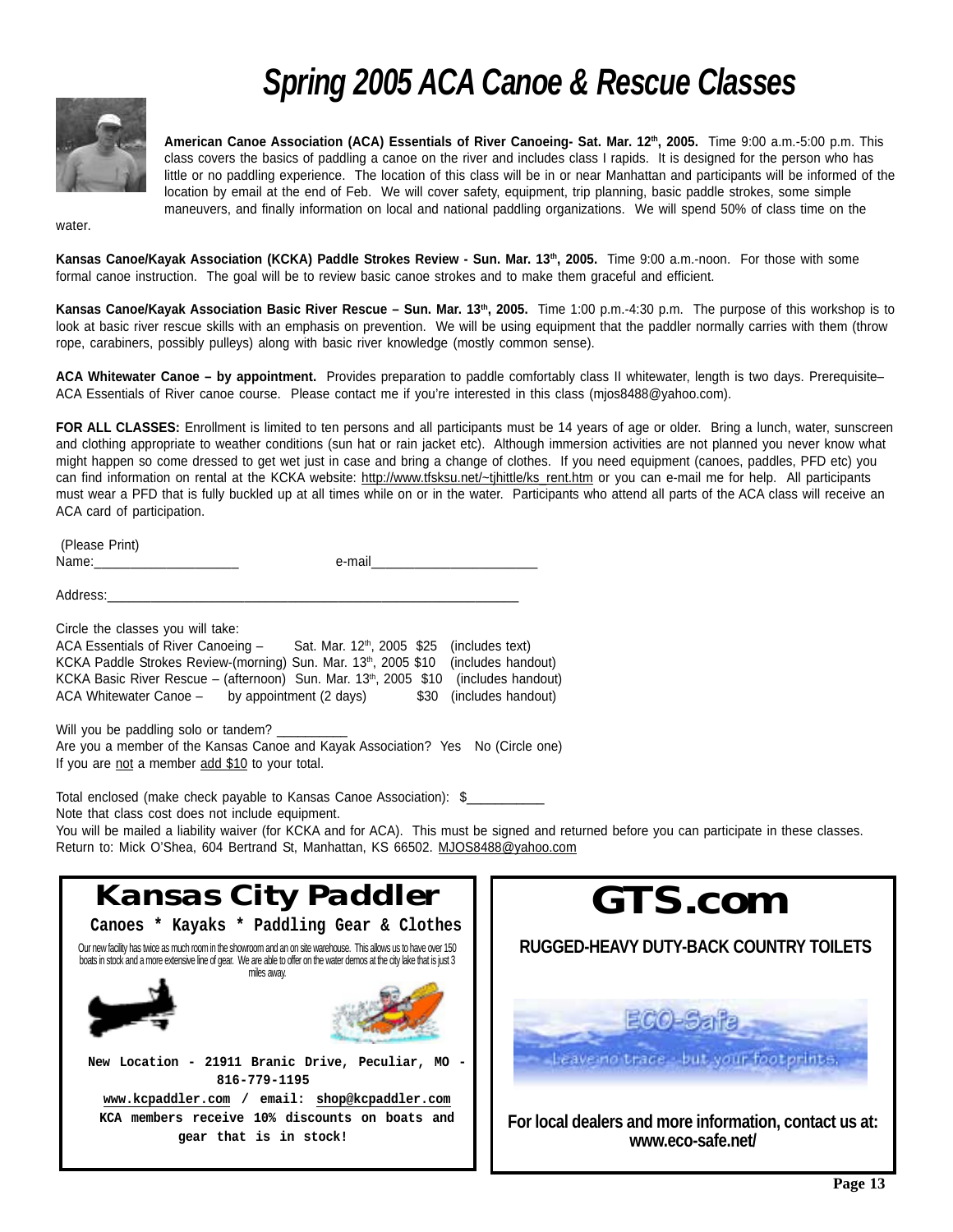# Spring 2005 ACA Canoe & Rescue Classes

**American Canoe Association (ACA) Essentials of River Canoeing- Sat. Mar. 12th, 2005.** Time 9:00 a.m.-5:00 p.m. This class covers the basics of paddling a canoe on the river and includes class I rapids. It is designed for the person who has little or no paddling experience. The location of this class will be in or near Manhattan and participants will be informed of the location by email at the end of Feb. We will cover safety, equipment, trip planning, basic paddle strokes, some simple maneuvers, and finally information on local and national paddling organizations. We will spend 50% of class time on the water.

**Kansas Canoe/Kayak Association (KCKA) Paddle Strokes Review - Sun. Mar. 13th, 2005.** Time 9:00 a.m.-noon. For those with some formal canoe instruction. The goal will be to review basic canoe strokes and to make them graceful and efficient.

**Kansas Canoe/Kayak Association Basic River Rescue – Sun. Mar. 13th, 2005.** Time 1:00 p.m.-4:30 p.m. The purpose of this workshop is to look at basic river rescue skills with an emphasis on prevention. We will be using equipment that the paddler normally carries with them (throw rope, carabiners, possibly pulleys) along with basic river knowledge (mostly common sense).

**ACA Whitewater Canoe – by appointment.** Provides preparation to paddle comfortably class II whitewater, length is two days. Prerequisite– ACA Essentials of River canoe course. Please contact me if you're interested in this class (mjos8488@yahoo.com).

**FOR ALL CLASSES:** Enrollment is limited to ten persons and all participants must be 14 years of age or older. Bring a lunch, water, sunscreen and clothing appropriate to weather conditions (sun hat or rain jacket etc). Although immersion activities are not planned you never know what might happen so come dressed to get wet just in case and bring a change of clothes. If you need equipment (canoes, paddles, PFD etc) you can find information on rental at the KCKA website: http://www.tfsksu.net/~tjhittle/ks_rent.htm or you can e-mail me for help. All participants must wear a PFD that is fully buckled up at all times while on or in the water. Participants who attend all parts of the ACA class will receive an ACA card of participation.

(Please Print)

Name:____________________ e-mail_______________________

Address:___________________________________________________________

Circle the classes you will take:

ACA Essentials of River Canoeing – Sat. Mar. 12th, 2005 $25 (includes text)
KCKA Paddle Strokes Review-(morning) Sun. Mar. 13th, 2005 $10 (includes handout)
KCKA Basic River Rescue – (afternoon) Sun. Mar. 13th, 2005 $10 (includes handout)
ACA Whitewater Canoe – by appointment (2 days) $30 (includes handout)

Will you be paddling solo or tandem? __________
Are you a member of the Kansas Canoe and Kayak Association? Yes No (Circle one)
If you are not a member add $10 to your total.

Total enclosed (make check payable to Kansas Canoe Association): $___________
Note that class cost does not include equipment.
You will be mailed a liability waiver (for KCKA and for ACA). This must be signed and returned before you can participate in these classes. Return to: Mick O'Shea, 604 Bertrand St, Manhattan, KS 66502. MJOS8488@yahoo.com

## Kansas City Paddler

**Canoes * Kayaks * Paddling Gear & Clothes**

Our new facility has twice as much room in the showroom and an on site warehouse. This allows us to have over 150 boats in stock and a more extensive line of gear. We are able to offer on the water demos at the city lake that is just 3 miles away.

**New Location - 21911 Branic Drive, Peculiar, MO - 816-779-1195**

**www.kcpaddler.com / email: shop@kcpaddler.com**

**KCA members receive 10% discounts on boats and gear that is in stock!**

## GTS.com

**RUGGED-HEAVY DUTY-BACK COUNTRY TOILETS**

ECO-Safe
Leave no trace - but your footprints.

**For local dealers and more information, contact us at: www.eco-safe.net/**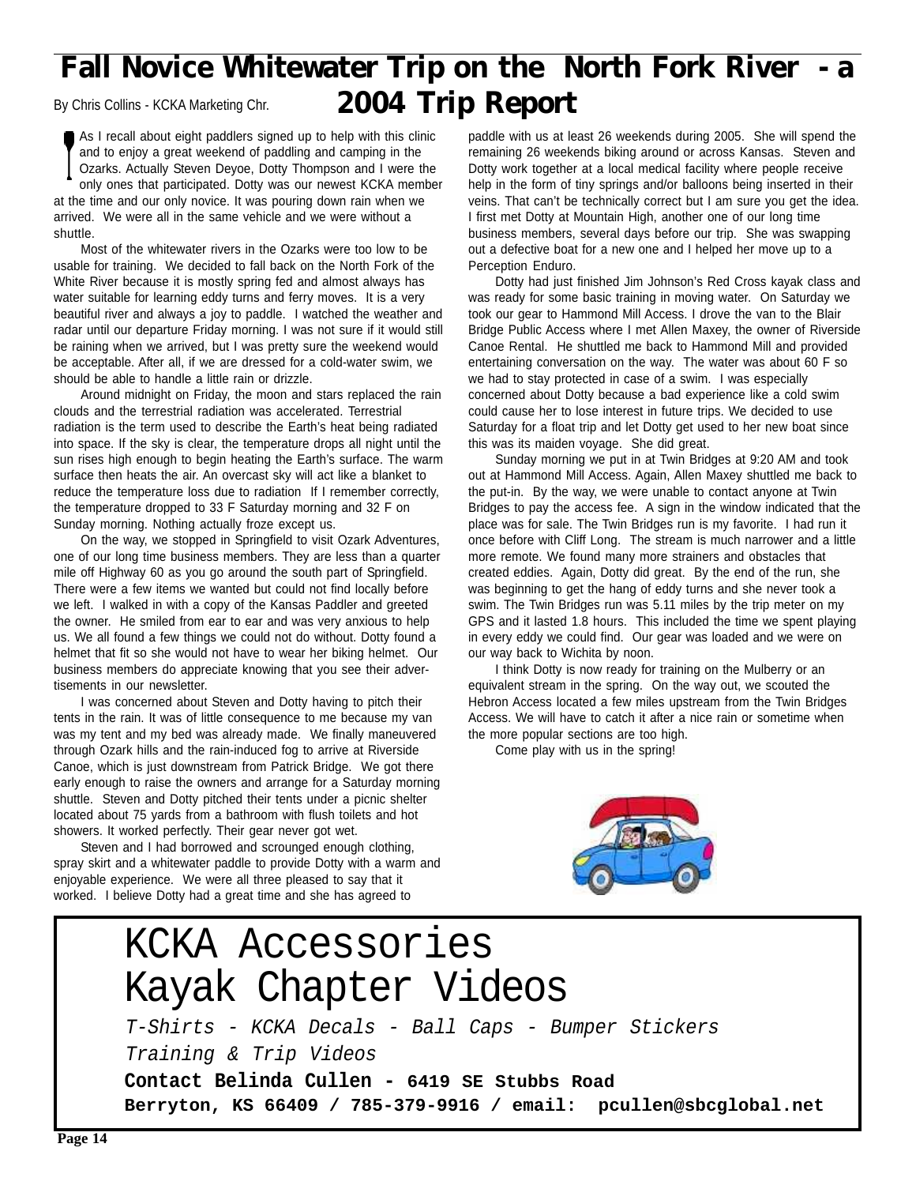# Fall Novice Whitewater Trip on the North Fork River - a 2004 Trip Report

By Chris Collins - KCKA Marketing Chr.

As I recall about eight paddlers signed up to help with this clinic and to enjoy a great weekend of paddling and camping in the Ozarks. Actually Steven Deyoe, Dotty Thompson and I were the only ones that participated. Dotty was our newest KCKA member at the time and our only novice. It was pouring down rain when we arrived. We were all in the same vehicle and we were without a shuttle.

Most of the whitewater rivers in the Ozarks were too low to be usable for training. We decided to fall back on the North Fork of the White River because it is mostly spring fed and almost always has water suitable for learning eddy turns and ferry moves. It is a very beautiful river and always a joy to paddle. I watched the weather and radar until our departure Friday morning. I was not sure if it would still be raining when we arrived, but I was pretty sure the weekend would be acceptable. After all, if we are dressed for a cold-water swim, we should be able to handle a little rain or drizzle.

Around midnight on Friday, the moon and stars replaced the rain clouds and the terrestrial radiation was accelerated. Terrestrial radiation is the term used to describe the Earth's heat being radiated into space. If the sky is clear, the temperature drops all night until the sun rises high enough to begin heating the Earth's surface. The warm surface then heats the air. An overcast sky will act like a blanket to reduce the temperature loss due to radiation If I remember correctly, the temperature dropped to 33 F Saturday morning and 32 F on Sunday morning. Nothing actually froze except us.

On the way, we stopped in Springfield to visit Ozark Adventures, one of our long time business members. They are less than a quarter mile off Highway 60 as you go around the south part of Springfield. There were a few items we wanted but could not find locally before we left. I walked in with a copy of the Kansas Paddler and greeted the owner. He smiled from ear to ear and was very anxious to help us. We all found a few things we could not do without. Dotty found a helmet that fit so she would not have to wear her biking helmet. Our business members do appreciate knowing that you see their advertisements in our newsletter.

I was concerned about Steven and Dotty having to pitch their tents in the rain. It was of little consequence to me because my van was my tent and my bed was already made. We finally maneuvered through Ozark hills and the rain-induced fog to arrive at Riverside Canoe, which is just downstream from Patrick Bridge. We got there early enough to raise the owners and arrange for a Saturday morning shuttle. Steven and Dotty pitched their tents under a picnic shelter located about 75 yards from a bathroom with flush toilets and hot showers. It worked perfectly. Their gear never got wet.

Steven and I had borrowed and scrounged enough clothing, spray skirt and a whitewater paddle to provide Dotty with a warm and enjoyable experience. We were all three pleased to say that it worked. I believe Dotty had a great time and she has agreed to paddle with us at least 26 weekends during 2005. She will spend the remaining 26 weekends biking around or across Kansas. Steven and Dotty work together at a local medical facility where people receive help in the form of tiny springs and/or balloons being inserted in their veins. That can't be technically correct but I am sure you get the idea. I first met Dotty at Mountain High, another one of our long time business members, several days before our trip. She was swapping out a defective boat for a new one and I helped her move up to a Perception Enduro.

Dotty had just finished Jim Johnson's Red Cross kayak class and was ready for some basic training in moving water. On Saturday we took our gear to Hammond Mill Access. I drove the van to the Blair Bridge Public Access where I met Allen Maxey, the owner of Riverside Canoe Rental. He shuttled me back to Hammond Mill and provided entertaining conversation on the way. The water was about 60 F so we had to stay protected in case of a swim. I was especially concerned about Dotty because a bad experience like a cold swim could cause her to lose interest in future trips. We decided to use Saturday for a float trip and let Dotty get used to her new boat since this was its maiden voyage. She did great.

Sunday morning we put in at Twin Bridges at 9:20 AM and took out at Hammond Mill Access. Again, Allen Maxey shuttled me back to the put-in. By the way, we were unable to contact anyone at Twin Bridges to pay the access fee. A sign in the window indicated that the place was for sale. The Twin Bridges run is my favorite. I had run it once before with Cliff Long. The stream is much narrower and a little more remote. We found many more strainers and obstacles that created eddies. Again, Dotty did great. By the end of the run, she was beginning to get the hang of eddy turns and she never took a swim. The Twin Bridges run was 5.11 miles by the trip meter on my GPS and it lasted 1.8 hours. This included the time we spent playing in every eddy we could find. Our gear was loaded and we were on our way back to Wichita by noon.

I think Dotty is now ready for training on the Mulberry or an equivalent stream in the spring. On the way out, we scouted the Hebron Access located a few miles upstream from the Twin Bridges Access. We will have to catch it after a nice rain or sometime when the more popular sections are too high.

Come play with us in the spring!

---

# KCKA Accessories
# Kayak Chapter Videos

*T-Shirts - KCKA Decals - Ball Caps - Bumper Stickers*

*Training & Trip Videos*

**Contact Belinda Cullen - 6419 SE Stubbs Road**
**Berryton, KS 66409 / 785-379-9916 / email: pcullen@sbcglobal.net**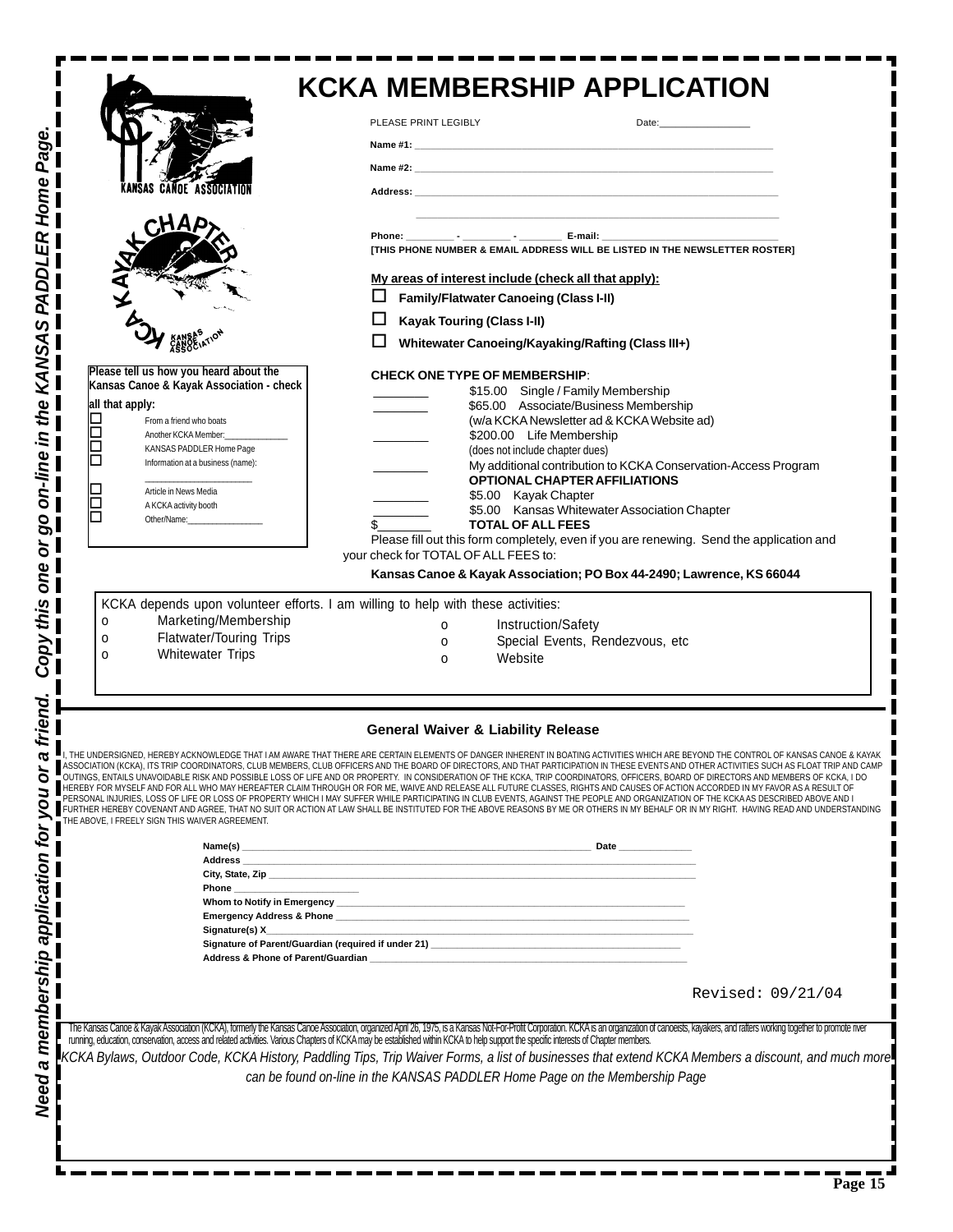# KCKA MEMBERSHIP APPLICATION

KANSAS CANOE ASSOCIATION

KCKA KAYAK CHAPTER KANSAS CANOE ASSOCIATION

PLEASE PRINT LEGIBLY Date:________________

**Name #1:** ____________________________________________

**Name #2:** ____________________________________________

**Address:** ____________________________________________

____________________________________________

**Phone:** ________ - ________ - ________ **E-mail:** ______________________________

**[THIS PHONE NUMBER & EMAIL ADDRESS WILL BE LISTED IN THE NEWSLETTER ROSTER]**

**My areas of interest include (check all that apply):**

- ☐ **Family/Flatwater Canoeing (Class I-II)**
- ☐ **Kayak Touring (Class I-II)**
- ☐ **Whitewater Canoeing/Kayaking/Rafting (Class III+)**

**Please tell us how you heard about the Kansas Canoe & Kayak Association - check all that apply:**

- ☐ From a friend who boats
- ☐ Another KCKA Member:______________
- ☐ KANSAS PADDLER Home Page
- ☐ Information at a business (name): ______________________
- ☐ Article in News Media
- ☐ A KCKA activity booth
- ☐ Other/Name:________________

**CHECK ONE TYPE OF MEMBERSHIP**:

________ $15.00 Single / Family Membership

________ $65.00 Associate/Business Membership (w/a KCKA Newsletter ad & KCKA Website ad)

________ $200.00 Life Membership (does not include chapter dues)

________ My additional contribution to KCKA Conservation-Access Program

**OPTIONAL CHAPTER AFFILIATIONS**

________ $5.00 Kayak Chapter

________ $5.00 Kansas Whitewater Association Chapter

$________ **TOTAL OF ALL FEES**

Please fill out this form completely, even if you are renewing. Send the application and your check for TOTAL OF ALL FEES to:

**Kansas Canoe & Kayak Association; PO Box 44-2490; Lawrence, KS 66044**

KCKA depends upon volunteer efforts. I am willing to help with these activities:

- o Marketing/Membership
- o Flatwater/Touring Trips
- o Whitewater Trips
- o Instruction/Safety
- o Special Events, Rendezvous, etc
- o Website

## General Waiver & Liability Release

I, THE UNDERSIGNED, HEREBY ACKNOWLEDGE THAT I AM AWARE THAT THERE ARE CERTAIN ELEMENTS OF DANGER INHERENT IN BOATING ACTIVITIES WHICH ARE BEYOND THE CONTROL OF KANSAS CANOE & KAYAK ASSOCIATION (KCKA), ITS TRIP COORDINATORS, CLUB MEMBERS, CLUB OFFICERS AND THE BOARD OF DIRECTORS, AND THAT PARTICIPATION IN THESE EVENTS AND OTHER ACTIVITIES SUCH AS FLOAT TRIP AND CAMP OUTINGS, ENTAILS UNAVOIDABLE RISK AND POSSIBLE LOSS OF LIFE AND OR PROPERTY. IN CONSIDERATION OF THE KCKA, TRIP COORDINATORS, OFFICERS, BOARD OF DIRECTORS AND MEMBERS OF KCKA, I DO HEREBY FOR MYSELF AND FOR ALL WHO MAY HEREAFTER CLAIM THROUGH OR FOR ME, WAIVE AND RELEASE ALL FUTURE CLASSES, RIGHTS AND CAUSES OF ACTION ACCORDED IN MY FAVOR AS A RESULT OF PERSONAL INJURIES, LOSS OF LIFE OR LOSS OF PROPERTY WHICH I MAY SUFFER WHILE PARTICIPATING IN CLUB EVENTS, AGAINST THE PEOPLE AND ORGANIZATION OF THE KCKA AS DESCRIBED ABOVE AND I FURTHER HEREBY COVENANT AND AGREE, THAT NO SUIT OR ACTION AT LAW SHALL BE INSTITUTED FOR THE ABOVE REASONS BY ME OR OTHERS IN MY BEHALF OR IN MY RIGHT. HAVING READ AND UNDERSTANDING THE ABOVE, I FREELY SIGN THIS WAIVER AGREEMENT.

**Name(s)** ____________________________________________ **Date** ____________

**Address** ____________________________________________

**City, State, Zip** ____________________________________________

**Phone** ______________________

**Whom to Notify in Emergency** ____________________________________________

**Emergency Address & Phone** ____________________________________________

**Signature(s) X**____________________________________________

**Signature of Parent/Guardian (required if under 21)** ______________________________

**Address & Phone of Parent/Guardian** ______________________________

Revised: 09/21/04

The Kansas Canoe & Kayak Association (KCKA), formerly the Kansas Canoe Association, organized April 26, 1975, is a Kansas Not-For-Profit Corporation. KCKA is an organization of canoeists, kayakers, and rafters working together to promote river running, education, conservation, access and related activities. Various Chapters of KCKA may be established within KCKA to help support the specific interests of Chapter members.

*KCKA Bylaws, Outdoor Code, KCKA History, Paddling Tips, Trip Waiver Forms, a list of businesses that extend KCKA Members a discount, and much more can be found on-line in the KANSAS PADDLER Home Page on the Membership Page*

***Need a membership application for you or a friend. Copy this one or go on-line in the KANSAS PADDLER Home Page.***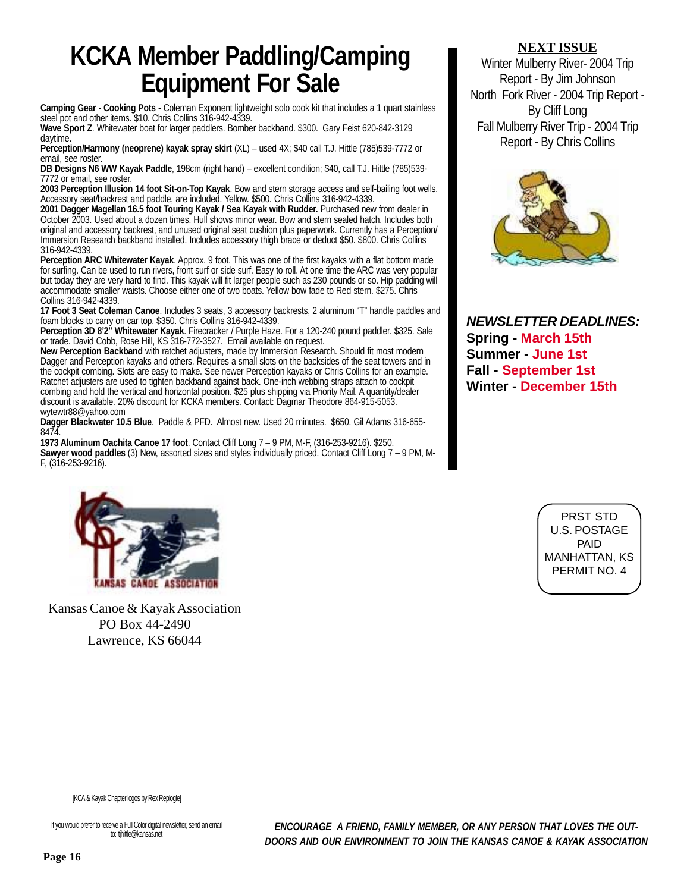# KCKA Member Paddling/Camping Equipment For Sale

**Camping Gear - Cooking Pots** - Coleman Exponent lightweight solo cook kit that includes a 1 quart stainless steel pot and other items. $10. Chris Collins 316-942-4339.

**Wave Sport Z**. Whitewater boat for larger paddlers. Bomber backband. $300. Gary Feist 620-842-3129 daytime.

**Perception/Harmony (neoprene) kayak spray skirt** (XL) – used 4X; $40 call T.J. Hittle (785)539-7772 or email, see roster.

**DB Designs N6 WW Kayak Paddle**, 198cm (right hand) – excellent condition; $40, call T.J. Hittle (785)539-7772 or email, see roster.

**2003 Perception Illusion 14 foot Sit-on-Top Kayak**. Bow and stern storage access and self-bailing foot wells. Accessory seat/backrest and paddle, are included. Yellow. $500. Chris Collins 316-942-4339.

**2001 Dagger Magellan 16.5 foot Touring Kayak / Sea Kayak with Rudder.** Purchased new from dealer in October 2003. Used about a dozen times. Hull shows minor wear. Bow and stern sealed hatch. Includes both original and accessory backrest, and unused original seat cushion plus paperwork. Currently has a Perception/ Immersion Research backband installed. Includes accessory thigh brace or deduct $50. $800. Chris Collins 316-942-4339.

**Perception ARC Whitewater Kayak**. Approx. 9 foot. This was one of the first kayaks with a flat bottom made for surfing. Can be used to run rivers, front surf or side surf. Easy to roll. At one time the ARC was very popular but today they are very hard to find. This kayak will fit larger people such as 230 pounds or so. Hip padding will accommodate smaller waists. Choose either one of two boats. Yellow bow fade to Red stern. $275. Chris Collins 316-942-4339.

**17 Foot 3 Seat Coleman Canoe**. Includes 3 seats, 3 accessory backrests, 2 aluminum "T" handle paddles and foam blocks to carry on car top. $350. Chris Collins 316-942-4339.

**Perception 3D 8'2" Whitewater Kayak**. Firecracker / Purple Haze. For a 120-240 pound paddler. $325. Sale or trade. David Cobb, Rose Hill, KS 316-772-3527. Email available on request.

**New Perception Backband** with ratchet adjusters, made by Immersion Research. Should fit most modern Dagger and Perception kayaks and others. Requires a small slots on the backsides of the seat towers and in the cockpit combing. Slots are easy to make. See newer Perception kayaks or Chris Collins for an example. Ratchet adjusters are used to tighten backband against back. One-inch webbing straps attach to cockpit combing and hold the vertical and horizontal position. $25 plus shipping via Priority Mail. A quantity/dealer discount is available. 20% discount for KCKA members. Contact: Dagmar Theodore 864-915-5053. wytewtr88@yahoo.com

**Dagger Blackwater 10.5 Blue**. Paddle & PFD. Almost new. Used 20 minutes. $650. Gil Adams 316-655-8474.

**1973 Aluminum Oachita Canoe 17 foot**. Contact Cliff Long 7 – 9 PM, M-F, (316-253-9216). $250.

**Sawyer wood paddles** (3) New, assorted sizes and styles individually priced. Contact Cliff Long 7 – 9 PM, M-F, (316-253-9216).

**NEXT ISSUE**

Winter Mulberry River- 2004 Trip Report - By Jim Johnson

North Fork River - 2004 Trip Report - By Cliff Long

Fall Mulberry River Trip - 2004 Trip Report - By Chris Collins

***NEWSLETTER DEADLINES:***

**Spring - March 15th**
**Summer - June 1st**
**Fall - September 1st**
**Winter - December 15th**

KANSAS CANOE ASSOCIATION

Kansas Canoe & Kayak Association
PO Box 44-2490
Lawrence, KS 66044

PRST STD
U.S. POSTAGE
PAID
MANHATTAN, KS
PERMIT NO. 4

[KCA & Kayak Chapter logos by Rex Replogle]

If you would prefer to receive a Full Color digital newsletter, send an email to: tjhittle@kansas.net

***ENCOURAGE A FRIEND, FAMILY MEMBER, OR ANY PERSON THAT LOVES THE OUT-DOORS AND OUR ENVIRONMENT TO JOIN THE KANSAS CANOE & KAYAK ASSOCIATION***